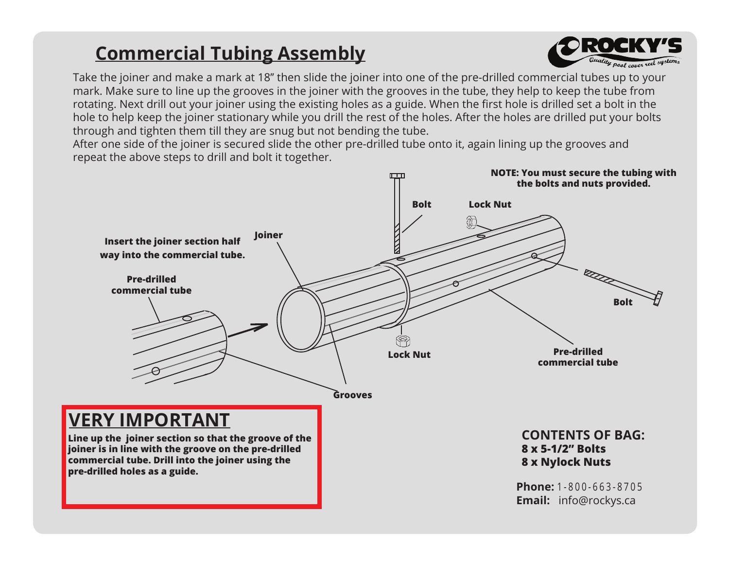# Commercial Tubing Assembly

ROCKY'S
*Quality pool cover reel systems*

Take the joiner and make a mark at 18" then slide the joiner into one of the pre-drilled commercial tubes up to your mark. Make sure to line up the grooves in the joiner with the grooves in the tube, they help to keep the tube from rotating. Next drill out your joiner using the existing holes as a guide. When the first hole is drilled set a bolt in the hole to help keep the joiner stationary while you drill the rest of the holes. After the holes are drilled put your bolts through and tighten them till they are snug but not bending the tube.
After one side of the joiner is secured slide the other pre-drilled tube onto it, again lining up the grooves and repeat the above steps to drill and bolt it together.

**NOTE: You must secure the tubing with the bolts and nuts provided.**

**Bolt**

**Lock Nut**

**Insert the joiner section half way into the commercial tube.**

**Joiner**

**Pre-drilled commercial tube**

**Bolt**

**Lock Nut**

**Pre-drilled commercial tube**

**Grooves**

## VERY IMPORTANT

**Line up the joiner section so that the groove of the joiner is in line with the groove on the pre-drilled commercial tube. Drill into the joiner using the pre-drilled holes as a guide.**

**CONTENTS OF BAG:**
**8 x 5-1/2" Bolts**
**8 x Nylock Nuts**

**Phone:** 1-800-663-8705
**Email:** info@rockys.ca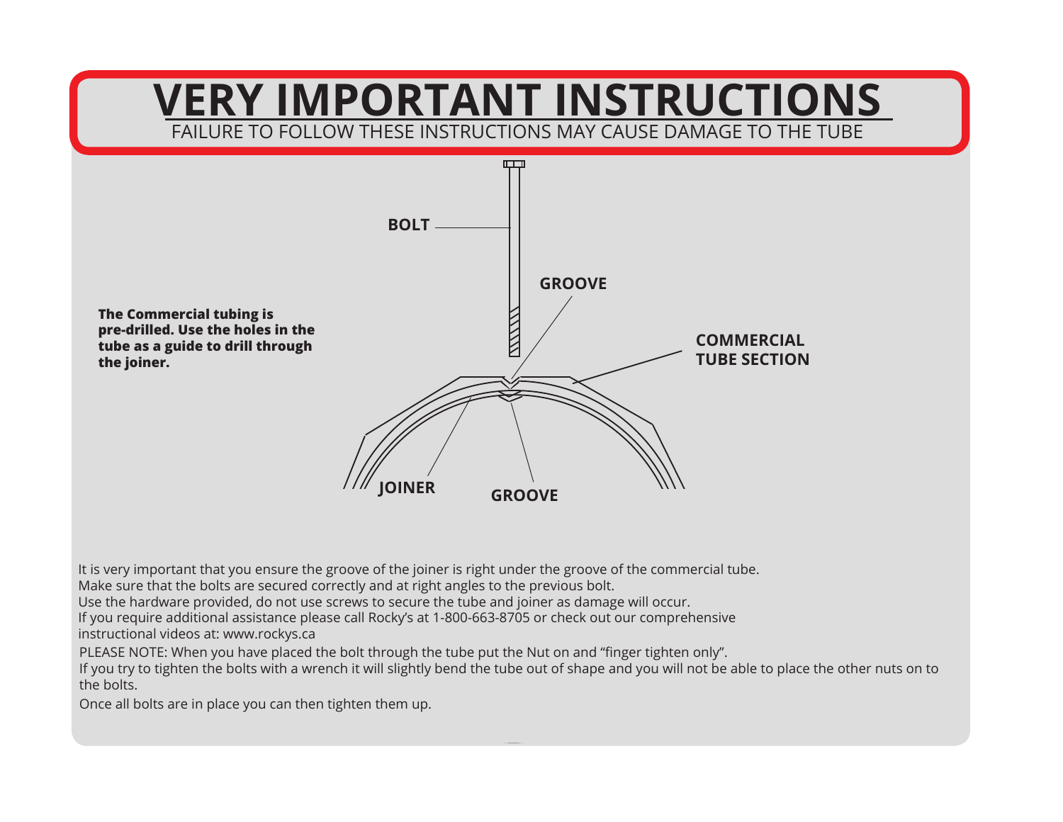# VERY IMPORTANT INSTRUCTIONS

FAILURE TO FOLLOW THESE INSTRUCTIONS MAY CAUSE DAMAGE TO THE TUBE

BOLT

GROOVE

COMMERCIAL TUBE SECTION

JOINER

GROOVE

**The Commercial tubing is pre-drilled. Use the holes in the tube as a guide to drill through the joiner.**

It is very important that you ensure the groove of the joiner is right under the groove of the commercial tube.
Make sure that the bolts are secured correctly and at right angles to the previous bolt.
Use the hardware provided, do not use screws to secure the tube and joiner as damage will occur.
If you require additional assistance please call Rocky's at 1-800-663-8705 or check out our comprehensive instructional videos at: www.rockys.ca

PLEASE NOTE: When you have placed the bolt through the tube put the Nut on and "finger tighten only".
If you try to tighten the bolts with a wrench it will slightly bend the tube out of shape and you will not be able to place the other nuts on to the bolts.

Once all bolts are in place you can then tighten them up.